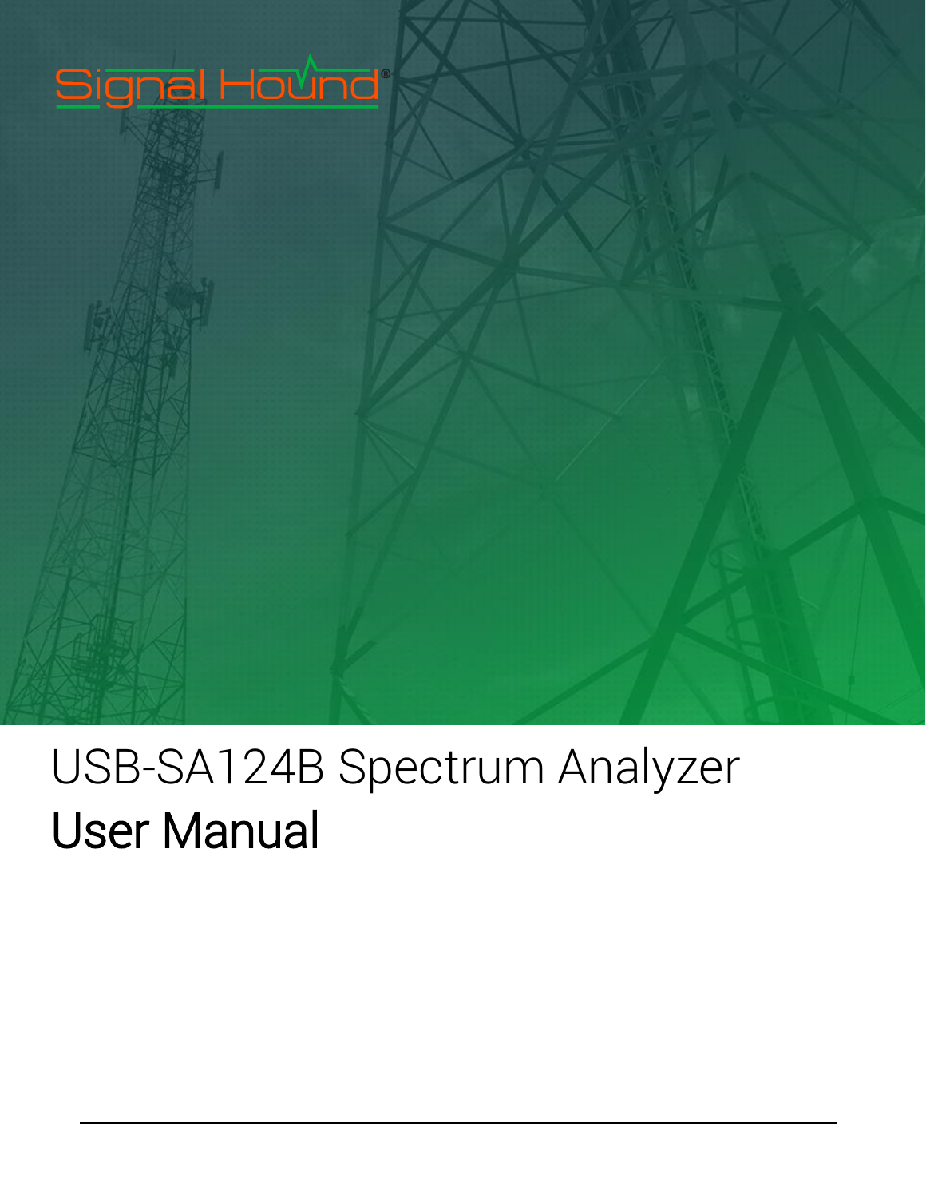Signal Hound®

# USB-SA124B Spectrum Analyzer

## User Manual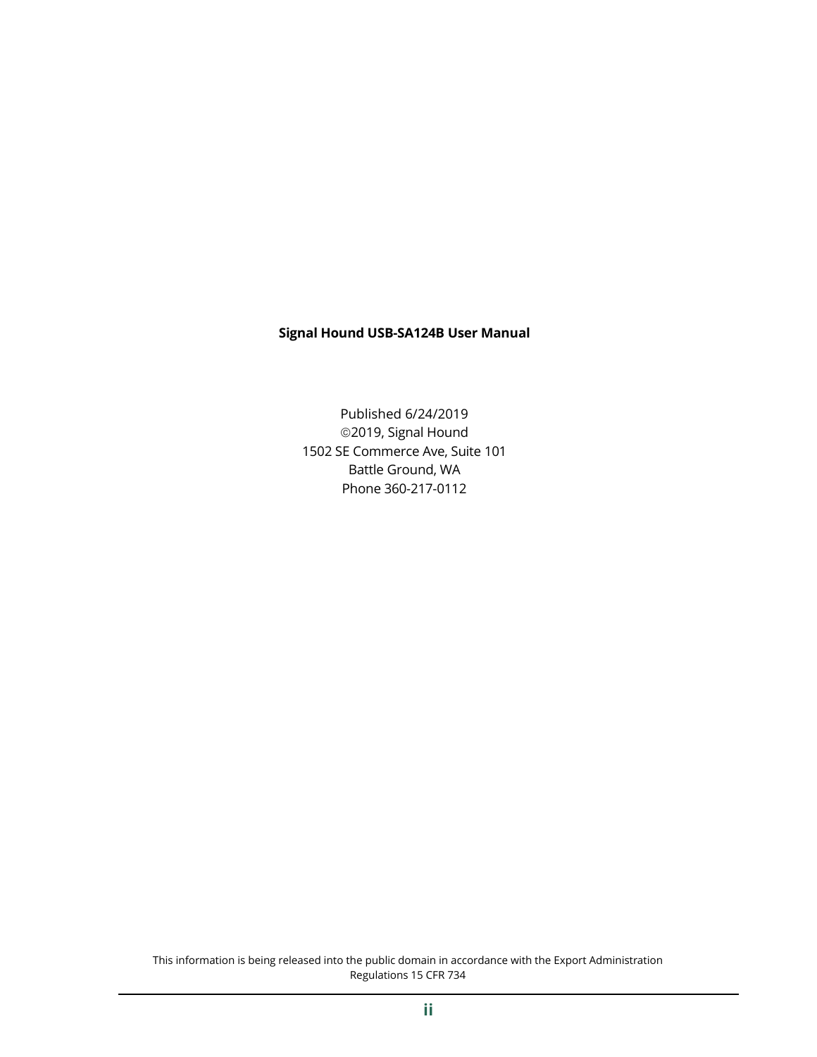**Signal Hound USB-SA124B User Manual**

Published 6/24/2019  
©2019, Signal Hound  
1502 SE Commerce Ave, Suite 101  
Battle Ground, WA  
Phone 360-217-0112

This information is being released into the public domain in accordance with the Export Administration Regulations 15 CFR 734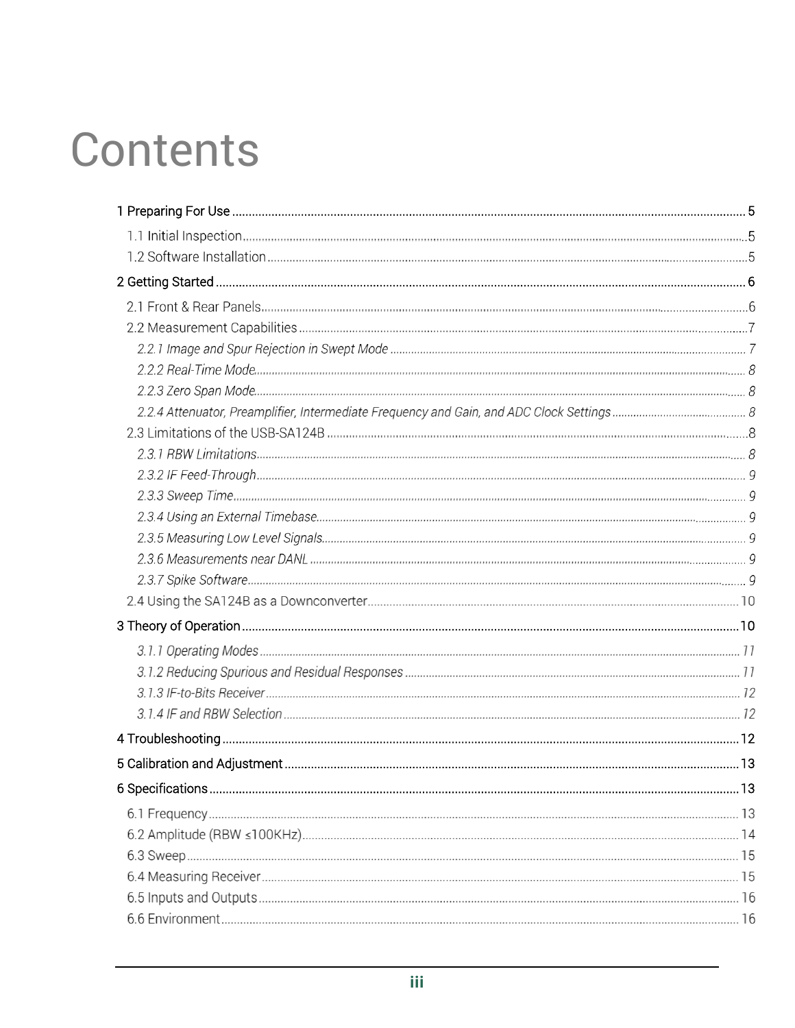# Contents

1 Preparing For Use ........................................................... 5

- 1.1 Initial Inspection ........................................................... 5
- 1.2 Software Installation ........................................................... 5

2 Getting Started ........................................................... 6

- 2.1 Front & Rear Panels ........................................................... 6
- 2.2 Measurement Capabilities ........................................................... 7
  - *2.2.1 Image and Spur Rejection in Swept Mode* ........................................................... 7
  - *2.2.2 Real-Time Mode* ........................................................... 8
  - *2.2.3 Zero Span Mode* ........................................................... 8
  - *2.2.4 Attenuator, Preamplifier, Intermediate Frequency and Gain, and ADC Clock Settings* ........................................................... 8
- 2.3 Limitations of the USB-SA124B ........................................................... 8
  - *2.3.1 RBW Limitations* ........................................................... 8
  - *2.3.2 IF Feed-Through* ........................................................... 9
  - *2.3.3 Sweep Time* ........................................................... 9
  - *2.3.4 Using an External Timebase* ........................................................... 9
  - *2.3.5 Measuring Low Level Signals* ........................................................... 9
  - *2.3.6 Measurements near DANL* ........................................................... 9
  - *2.3.7 Spike Software* ........................................................... 9
- 2.4 Using the SA124B as a Downconverter ........................................................... 10

3 Theory of Operation ........................................................... 10

- *3.1.1 Operating Modes* ........................................................... 11
- *3.1.2 Reducing Spurious and Residual Responses* ........................................................... 11
- *3.1.3 IF-to-Bits Receiver* ........................................................... 12
- *3.1.4 IF and RBW Selection* ........................................................... 12

4 Troubleshooting ........................................................... 12

5 Calibration and Adjustment ........................................................... 13

6 Specifications ........................................................... 13

- 6.1 Frequency ........................................................... 13
- 6.2 Amplitude (RBW ≤100KHz) ........................................................... 14
- 6.3 Sweep ........................................................... 15
- 6.4 Measuring Receiver ........................................................... 15
- 6.5 Inputs and Outputs ........................................................... 16
- 6.6 Environment ........................................................... 16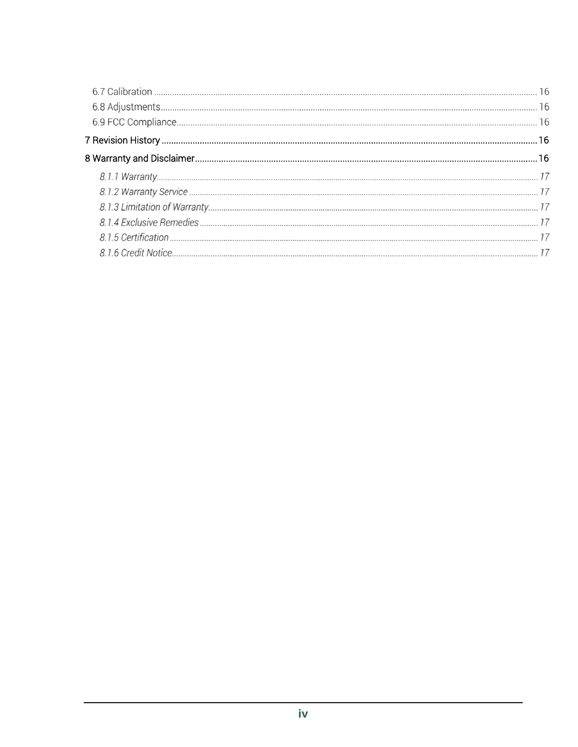6.7 Calibration ........ 16

6.8 Adjustments ........ 16

6.9 FCC Compliance ........ 16

7 Revision History ........ 16

8 Warranty and Disclaimer ........ 16

*8.1.1 Warranty ........ 17*

*8.1.2 Warranty Service ........ 17*

*8.1.3 Limitation of Warranty ........ 17*

*8.1.4 Exclusive Remedies ........ 17*

*8.1.5 Certification ........ 17*

*8.1.6 Credit Notice ........ 17*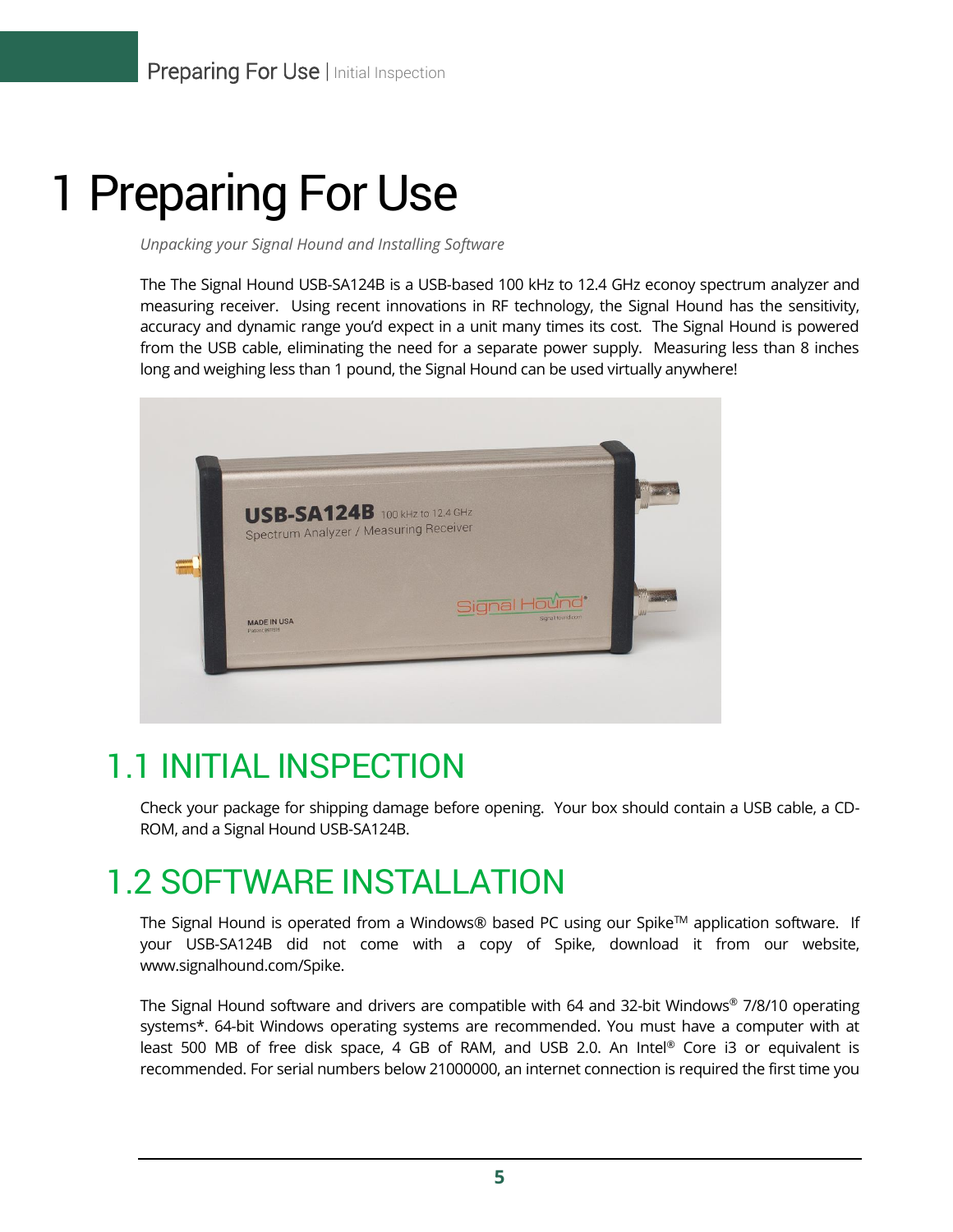# 1 Preparing For Use

*Unpacking your Signal Hound and Installing Software*

The The Signal Hound USB-SA124B is a USB-based 100 kHz to 12.4 GHz econoy spectrum analyzer and measuring receiver. Using recent innovations in RF technology, the Signal Hound has the sensitivity, accuracy and dynamic range you'd expect in a unit many times its cost. The Signal Hound is powered from the USB cable, eliminating the need for a separate power supply. Measuring less than 8 inches long and weighing less than 1 pound, the Signal Hound can be used virtually anywhere!

## 1.1 INITIAL INSPECTION

Check your package for shipping damage before opening. Your box should contain a USB cable, a CD-ROM, and a Signal Hound USB-SA124B.

## 1.2 SOFTWARE INSTALLATION

The Signal Hound is operated from a Windows® based PC using our Spike™ application software. If your USB-SA124B did not come with a copy of Spike, download it from our website, www.signalhound.com/Spike.

The Signal Hound software and drivers are compatible with 64 and 32-bit Windows® 7/8/10 operating systems*. 64-bit Windows operating systems are recommended. You must have a computer with at least 500 MB of free disk space, 4 GB of RAM, and USB 2.0. An Intel® Core i3 or equivalent is recommended. For serial numbers below 21000000, an internet connection is required the first time you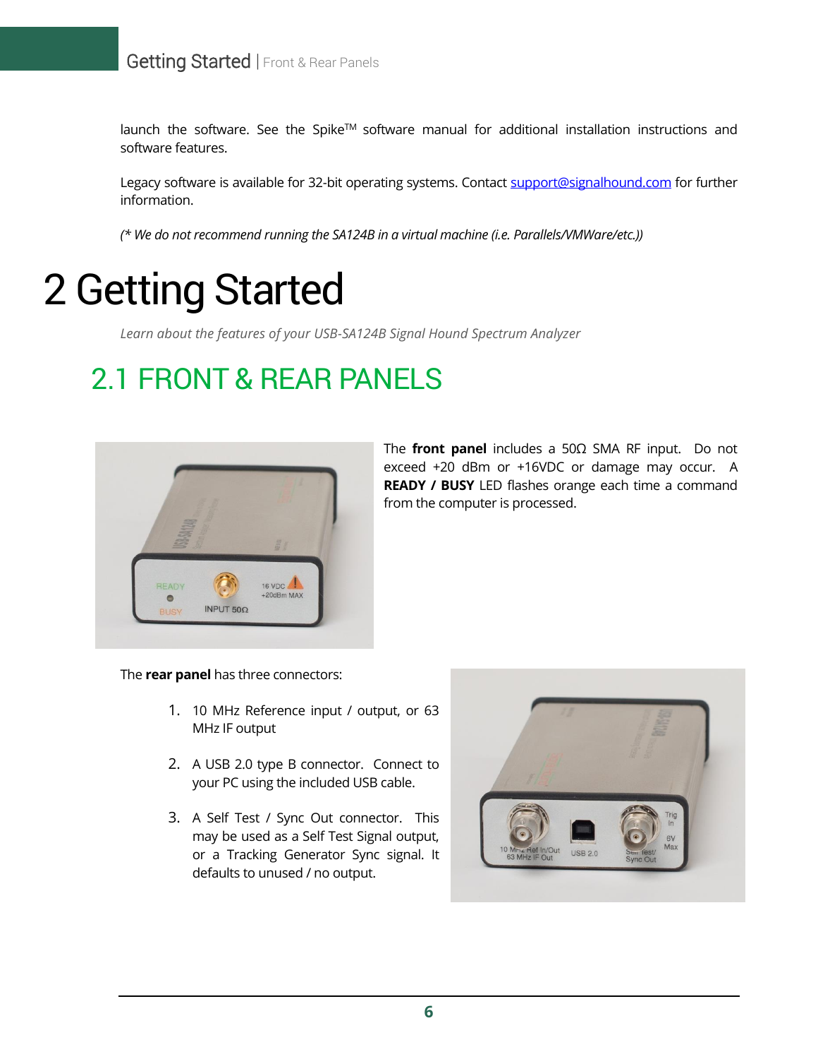launch the software. See the Spike™ software manual for additional installation instructions and software features.

Legacy software is available for 32-bit operating systems. Contact support@signalhound.com for further information.

*(\* We do not recommend running the SA124B in a virtual machine (i.e. Parallels/VMWare/etc.))*

# 2 Getting Started

*Learn about the features of your USB-SA124B Signal Hound Spectrum Analyzer*

## 2.1 FRONT & REAR PANELS

The **front panel** includes a 50Ω SMA RF input. Do not exceed +20 dBm or +16VDC or damage may occur. A **READY / BUSY** LED flashes orange each time a command from the computer is processed.

The **rear panel** has three connectors:

1. 10 MHz Reference input / output, or 63 MHz IF output
2. A USB 2.0 type B connector. Connect to your PC using the included USB cable.
3. A Self Test / Sync Out connector. This may be used as a Self Test Signal output, or a Tracking Generator Sync signal. It defaults to unused / no output.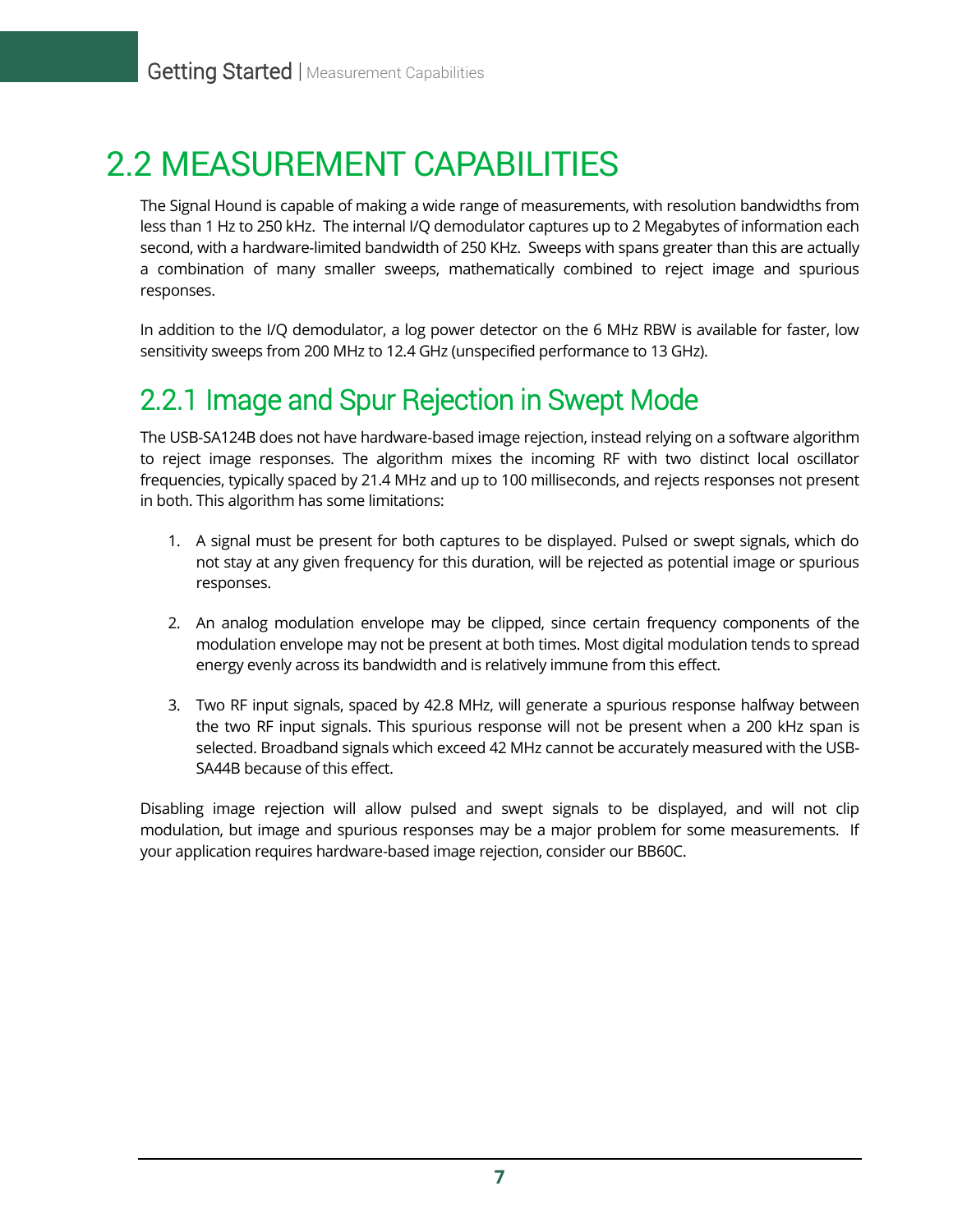## 2.2 MEASUREMENT CAPABILITIES

The Signal Hound is capable of making a wide range of measurements, with resolution bandwidths from less than 1 Hz to 250 kHz. The internal I/Q demodulator captures up to 2 Megabytes of information each second, with a hardware-limited bandwidth of 250 KHz. Sweeps with spans greater than this are actually a combination of many smaller sweeps, mathematically combined to reject image and spurious responses.

In addition to the I/Q demodulator, a log power detector on the 6 MHz RBW is available for faster, low sensitivity sweeps from 200 MHz to 12.4 GHz (unspecified performance to 13 GHz).

### 2.2.1 Image and Spur Rejection in Swept Mode

The USB-SA124B does not have hardware-based image rejection, instead relying on a software algorithm to reject image responses. The algorithm mixes the incoming RF with two distinct local oscillator frequencies, typically spaced by 21.4 MHz and up to 100 milliseconds, and rejects responses not present in both. This algorithm has some limitations:

1. A signal must be present for both captures to be displayed. Pulsed or swept signals, which do not stay at any given frequency for this duration, will be rejected as potential image or spurious responses.

2. An analog modulation envelope may be clipped, since certain frequency components of the modulation envelope may not be present at both times. Most digital modulation tends to spread energy evenly across its bandwidth and is relatively immune from this effect.

3. Two RF input signals, spaced by 42.8 MHz, will generate a spurious response halfway between the two RF input signals. This spurious response will not be present when a 200 kHz span is selected. Broadband signals which exceed 42 MHz cannot be accurately measured with the USB-SA44B because of this effect.

Disabling image rejection will allow pulsed and swept signals to be displayed, and will not clip modulation, but image and spurious responses may be a major problem for some measurements. If your application requires hardware-based image rejection, consider our BB60C.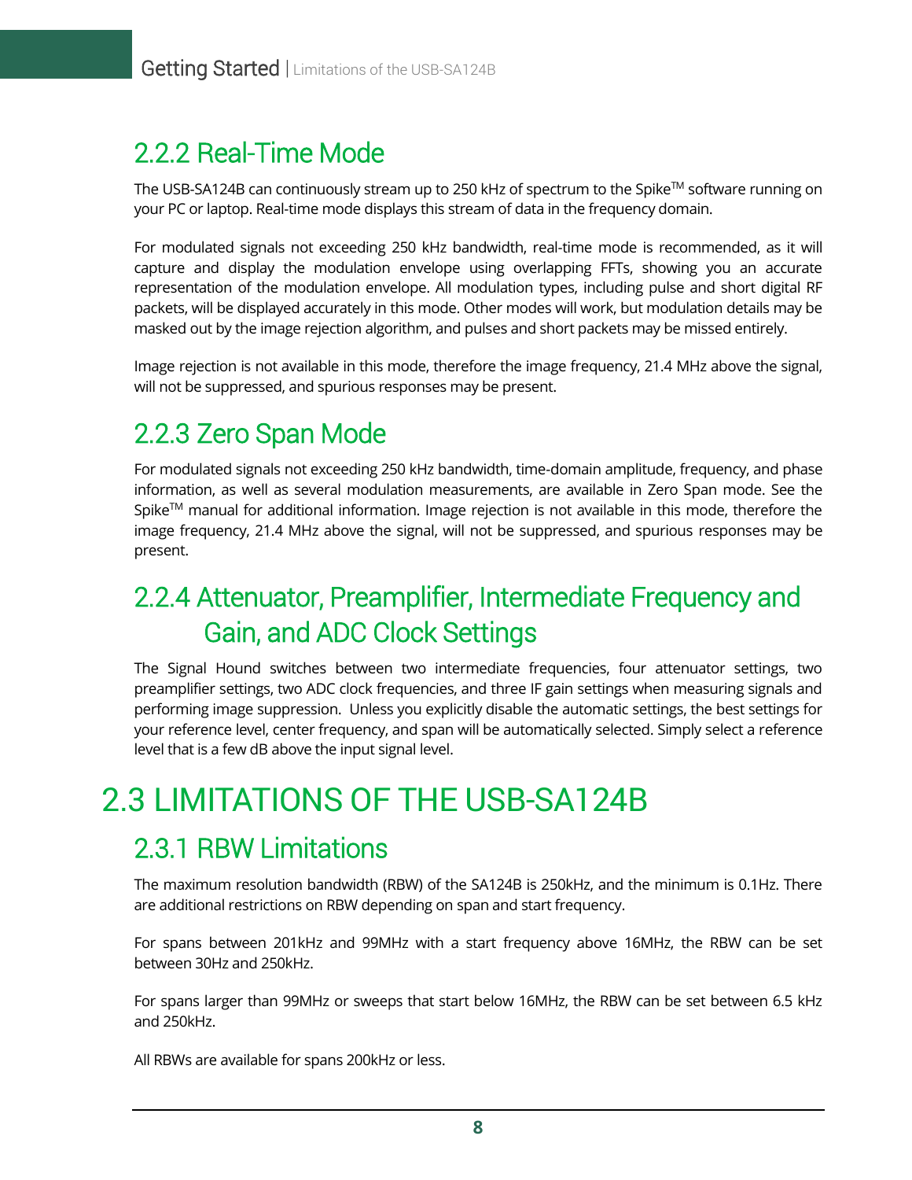### 2.2.2 Real-Time Mode

The USB-SA124B can continuously stream up to 250 kHz of spectrum to the Spike™ software running on your PC or laptop. Real-time mode displays this stream of data in the frequency domain.

For modulated signals not exceeding 250 kHz bandwidth, real-time mode is recommended, as it will capture and display the modulation envelope using overlapping FFTs, showing you an accurate representation of the modulation envelope. All modulation types, including pulse and short digital RF packets, will be displayed accurately in this mode. Other modes will work, but modulation details may be masked out by the image rejection algorithm, and pulses and short packets may be missed entirely.

Image rejection is not available in this mode, therefore the image frequency, 21.4 MHz above the signal, will not be suppressed, and spurious responses may be present.

### 2.2.3 Zero Span Mode

For modulated signals not exceeding 250 kHz bandwidth, time-domain amplitude, frequency, and phase information, as well as several modulation measurements, are available in Zero Span mode. See the Spike™ manual for additional information. Image rejection is not available in this mode, therefore the image frequency, 21.4 MHz above the signal, will not be suppressed, and spurious responses may be present.

### 2.2.4 Attenuator, Preamplifier, Intermediate Frequency and Gain, and ADC Clock Settings

The Signal Hound switches between two intermediate frequencies, four attenuator settings, two preamplifier settings, two ADC clock frequencies, and three IF gain settings when measuring signals and performing image suppression.  Unless you explicitly disable the automatic settings, the best settings for your reference level, center frequency, and span will be automatically selected. Simply select a reference level that is a few dB above the input signal level.

## 2.3 LIMITATIONS OF THE USB-SA124B

### 2.3.1 RBW Limitations

The maximum resolution bandwidth (RBW) of the SA124B is 250kHz, and the minimum is 0.1Hz. There are additional restrictions on RBW depending on span and start frequency.

For spans between 201kHz and 99MHz with a start frequency above 16MHz, the RBW can be set between 30Hz and 250kHz.

For spans larger than 99MHz or sweeps that start below 16MHz, the RBW can be set between 6.5 kHz and 250kHz.

All RBWs are available for spans 200kHz or less.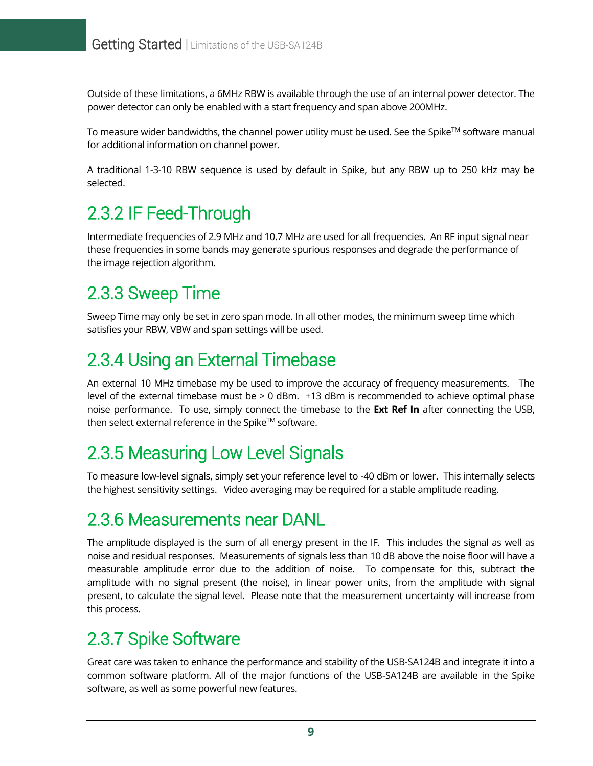Outside of these limitations, a 6MHz RBW is available through the use of an internal power detector. The power detector can only be enabled with a start frequency and span above 200MHz.

To measure wider bandwidths, the channel power utility must be used. See the Spike™ software manual for additional information on channel power.

A traditional 1-3-10 RBW sequence is used by default in Spike, but any RBW up to 250 kHz may be selected.

## 2.3.2 IF Feed-Through

Intermediate frequencies of 2.9 MHz and 10.7 MHz are used for all frequencies. An RF input signal near these frequencies in some bands may generate spurious responses and degrade the performance of the image rejection algorithm.

## 2.3.3 Sweep Time

Sweep Time may only be set in zero span mode. In all other modes, the minimum sweep time which satisfies your RBW, VBW and span settings will be used.

## 2.3.4 Using an External Timebase

An external 10 MHz timebase my be used to improve the accuracy of frequency measurements. The level of the external timebase must be > 0 dBm. +13 dBm is recommended to achieve optimal phase noise performance. To use, simply connect the timebase to the **Ext Ref In** after connecting the USB, then select external reference in the Spike™ software.

## 2.3.5 Measuring Low Level Signals

To measure low-level signals, simply set your reference level to -40 dBm or lower. This internally selects the highest sensitivity settings. Video averaging may be required for a stable amplitude reading.

## 2.3.6 Measurements near DANL

The amplitude displayed is the sum of all energy present in the IF. This includes the signal as well as noise and residual responses. Measurements of signals less than 10 dB above the noise floor will have a measurable amplitude error due to the addition of noise. To compensate for this, subtract the amplitude with no signal present (the noise), in linear power units, from the amplitude with signal present, to calculate the signal level. Please note that the measurement uncertainty will increase from this process.

## 2.3.7 Spike Software

Great care was taken to enhance the performance and stability of the USB-SA124B and integrate it into a common software platform. All of the major functions of the USB-SA124B are available in the Spike software, as well as some powerful new features.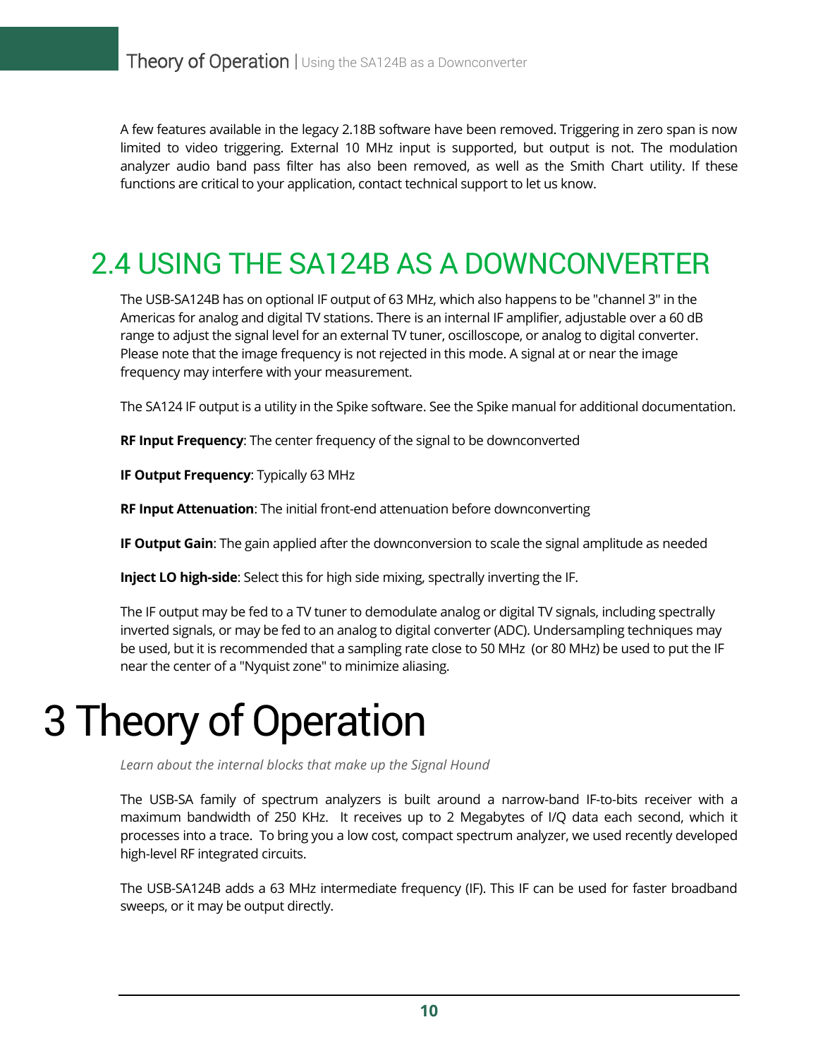A few features available in the legacy 2.18B software have been removed. Triggering in zero span is now limited to video triggering. External 10 MHz input is supported, but output is not. The modulation analyzer audio band pass filter has also been removed, as well as the Smith Chart utility. If these functions are critical to your application, contact technical support to let us know.

## 2.4 USING THE SA124B AS A DOWNCONVERTER

The USB-SA124B has on optional IF output of 63 MHz, which also happens to be "channel 3" in the Americas for analog and digital TV stations. There is an internal IF amplifier, adjustable over a 60 dB range to adjust the signal level for an external TV tuner, oscilloscope, or analog to digital converter. Please note that the image frequency is not rejected in this mode. A signal at or near the image frequency may interfere with your measurement.

The SA124 IF output is a utility in the Spike software. See the Spike manual for additional documentation.

**RF Input Frequency**: The center frequency of the signal to be downconverted

**IF Output Frequency**: Typically 63 MHz

**RF Input Attenuation**: The initial front-end attenuation before downconverting

**IF Output Gain**: The gain applied after the downconversion to scale the signal amplitude as needed

**Inject LO high-side**: Select this for high side mixing, spectrally inverting the IF.

The IF output may be fed to a TV tuner to demodulate analog or digital TV signals, including spectrally inverted signals, or may be fed to an analog to digital converter (ADC). Undersampling techniques may be used, but it is recommended that a sampling rate close to 50 MHz (or 80 MHz) be used to put the IF near the center of a "Nyquist zone" to minimize aliasing.

# 3 Theory of Operation

*Learn about the internal blocks that make up the Signal Hound*

The USB-SA family of spectrum analyzers is built around a narrow-band IF-to-bits receiver with a maximum bandwidth of 250 KHz. It receives up to 2 Megabytes of I/Q data each second, which it processes into a trace. To bring you a low cost, compact spectrum analyzer, we used recently developed high-level RF integrated circuits.

The USB-SA124B adds a 63 MHz intermediate frequency (IF). This IF can be used for faster broadband sweeps, or it may be output directly.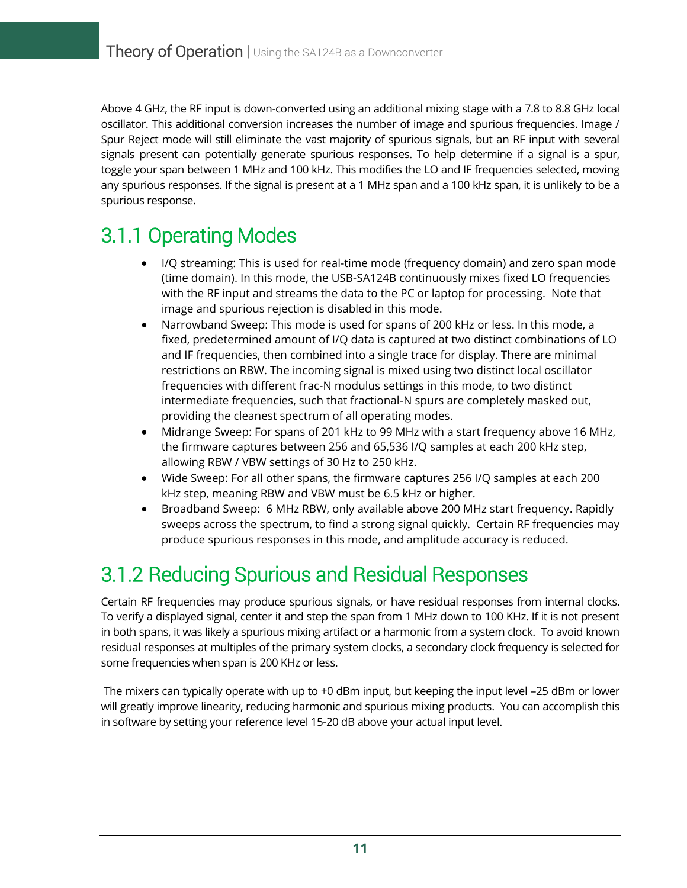Above 4 GHz, the RF input is down-converted using an additional mixing stage with a 7.8 to 8.8 GHz local oscillator. This additional conversion increases the number of image and spurious frequencies. Image / Spur Reject mode will still eliminate the vast majority of spurious signals, but an RF input with several signals present can potentially generate spurious responses. To help determine if a signal is a spur, toggle your span between 1 MHz and 100 kHz. This modifies the LO and IF frequencies selected, moving any spurious responses. If the signal is present at a 1 MHz span and a 100 kHz span, it is unlikely to be a spurious response.

## 3.1.1 Operating Modes

- I/Q streaming: This is used for real-time mode (frequency domain) and zero span mode (time domain). In this mode, the USB-SA124B continuously mixes fixed LO frequencies with the RF input and streams the data to the PC or laptop for processing. Note that image and spurious rejection is disabled in this mode.
- Narrowband Sweep: This mode is used for spans of 200 kHz or less. In this mode, a fixed, predetermined amount of I/Q data is captured at two distinct combinations of LO and IF frequencies, then combined into a single trace for display. There are minimal restrictions on RBW. The incoming signal is mixed using two distinct local oscillator frequencies with different frac-N modulus settings in this mode, to two distinct intermediate frequencies, such that fractional-N spurs are completely masked out, providing the cleanest spectrum of all operating modes.
- Midrange Sweep: For spans of 201 kHz to 99 MHz with a start frequency above 16 MHz, the firmware captures between 256 and 65,536 I/Q samples at each 200 kHz step, allowing RBW / VBW settings of 30 Hz to 250 kHz.
- Wide Sweep: For all other spans, the firmware captures 256 I/Q samples at each 200 kHz step, meaning RBW and VBW must be 6.5 kHz or higher.
- Broadband Sweep: 6 MHz RBW, only available above 200 MHz start frequency. Rapidly sweeps across the spectrum, to find a strong signal quickly. Certain RF frequencies may produce spurious responses in this mode, and amplitude accuracy is reduced.

## 3.1.2 Reducing Spurious and Residual Responses

Certain RF frequencies may produce spurious signals, or have residual responses from internal clocks. To verify a displayed signal, center it and step the span from 1 MHz down to 100 KHz. If it is not present in both spans, it was likely a spurious mixing artifact or a harmonic from a system clock. To avoid known residual responses at multiples of the primary system clocks, a secondary clock frequency is selected for some frequencies when span is 200 KHz or less.

The mixers can typically operate with up to +0 dBm input, but keeping the input level –25 dBm or lower will greatly improve linearity, reducing harmonic and spurious mixing products. You can accomplish this in software by setting your reference level 15-20 dB above your actual input level.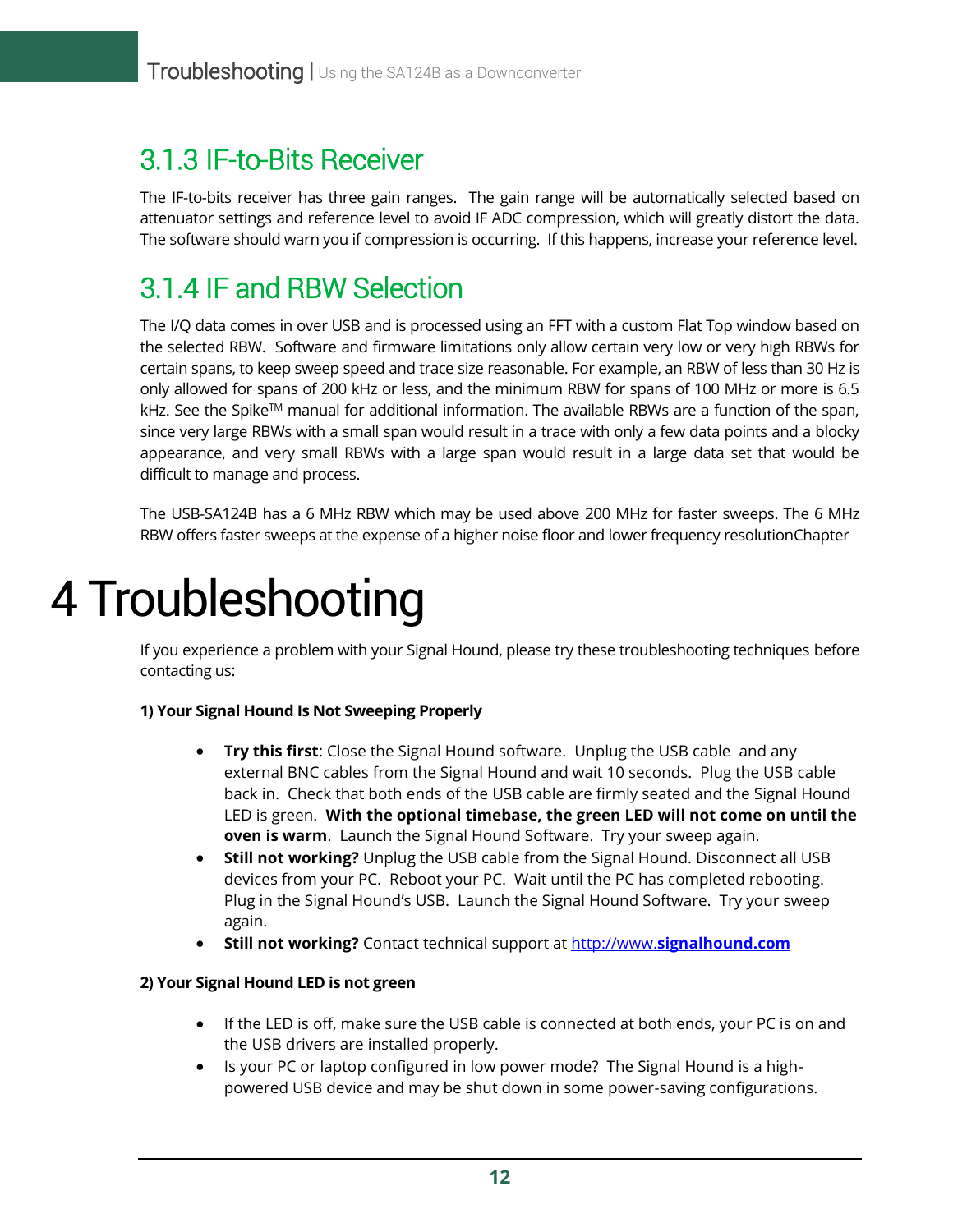### 3.1.3 IF-to-Bits Receiver

The IF-to-bits receiver has three gain ranges. The gain range will be automatically selected based on attenuator settings and reference level to avoid IF ADC compression, which will greatly distort the data. The software should warn you if compression is occurring. If this happens, increase your reference level.

### 3.1.4 IF and RBW Selection

The I/Q data comes in over USB and is processed using an FFT with a custom Flat Top window based on the selected RBW. Software and firmware limitations only allow certain very low or very high RBWs for certain spans, to keep sweep speed and trace size reasonable. For example, an RBW of less than 30 Hz is only allowed for spans of 200 kHz or less, and the minimum RBW for spans of 100 MHz or more is 6.5 kHz. See the Spike™ manual for additional information. The available RBWs are a function of the span, since very large RBWs with a small span would result in a trace with only a few data points and a blocky appearance, and very small RBWs with a large span would result in a large data set that would be difficult to manage and process.

The USB-SA124B has a 6 MHz RBW which may be used above 200 MHz for faster sweeps. The 6 MHz RBW offers faster sweeps at the expense of a higher noise floor and lower frequency resolutionChapter

# 4 Troubleshooting

If you experience a problem with your Signal Hound, please try these troubleshooting techniques before contacting us:

**1) Your Signal Hound Is Not Sweeping Properly**

- **Try this first**: Close the Signal Hound software. Unplug the USB cable and any external BNC cables from the Signal Hound and wait 10 seconds. Plug the USB cable back in. Check that both ends of the USB cable are firmly seated and the Signal Hound LED is green. **With the optional timebase, the green LED will not come on until the oven is warm**. Launch the Signal Hound Software. Try your sweep again.
- **Still not working?** Unplug the USB cable from the Signal Hound. Disconnect all USB devices from your PC. Reboot your PC. Wait until the PC has completed rebooting. Plug in the Signal Hound's USB. Launch the Signal Hound Software. Try your sweep again.
- **Still not working?** Contact technical support at http://www.**signalhound.com**

**2) Your Signal Hound LED is not green**

- If the LED is off, make sure the USB cable is connected at both ends, your PC is on and the USB drivers are installed properly.
- Is your PC or laptop configured in low power mode? The Signal Hound is a high-powered USB device and may be shut down in some power-saving configurations.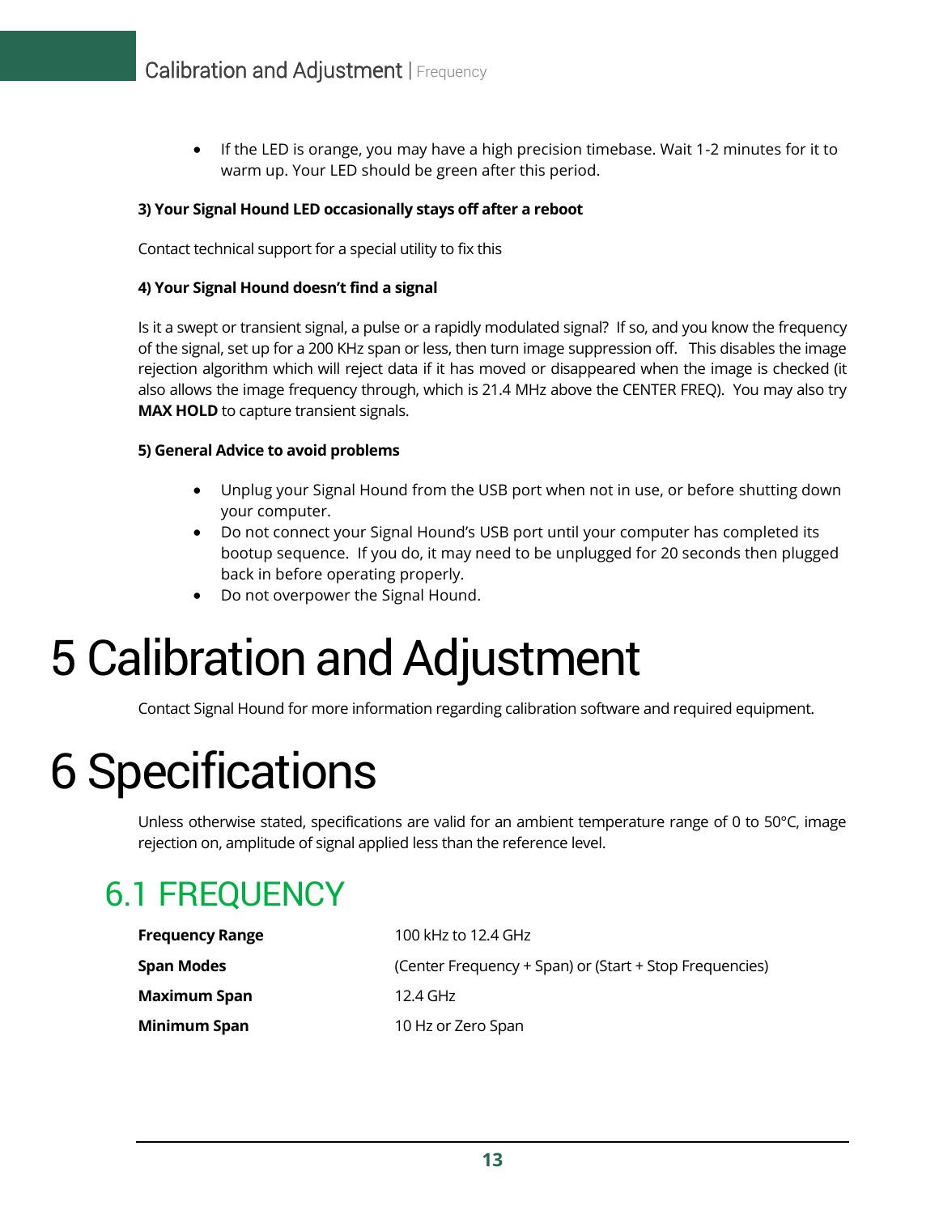- If the LED is orange, you may have a high precision timebase. Wait 1-2 minutes for it to warm up. Your LED should be green after this period.

**3) Your Signal Hound LED occasionally stays off after a reboot**

Contact technical support for a special utility to fix this

**4) Your Signal Hound doesn't find a signal**

Is it a swept or transient signal, a pulse or a rapidly modulated signal? If so, and you know the frequency of the signal, set up for a 200 KHz span or less, then turn image suppression off. This disables the image rejection algorithm which will reject data if it has moved or disappeared when the image is checked (it also allows the image frequency through, which is 21.4 MHz above the CENTER FREQ). You may also try **MAX HOLD** to capture transient signals.

**5) General Advice to avoid problems**

- Unplug your Signal Hound from the USB port when not in use, or before shutting down your computer.
- Do not connect your Signal Hound's USB port until your computer has completed its bootup sequence. If you do, it may need to be unplugged for 20 seconds then plugged back in before operating properly.
- Do not overpower the Signal Hound.

# 5 Calibration and Adjustment

Contact Signal Hound for more information regarding calibration software and required equipment.

# 6 Specifications

Unless otherwise stated, specifications are valid for an ambient temperature range of 0 to 50°C, image rejection on, amplitude of signal applied less than the reference level.

## 6.1 FREQUENCY

| | |
|---|---|
| **Frequency Range** | 100 kHz to 12.4 GHz |
| **Span Modes** | (Center Frequency + Span) or (Start + Stop Frequencies) |
| **Maximum Span** | 12.4 GHz |
| **Minimum Span** | 10 Hz or Zero Span |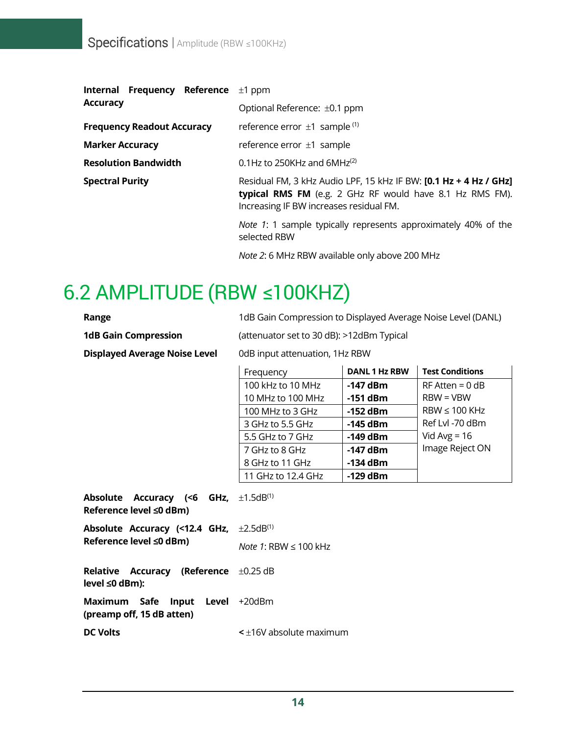**Internal Frequency Reference Accuracy** ±1 ppm

Optional Reference: ±0.1 ppm

**Frequency Readout Accuracy** reference error ±1 sample [1]

**Marker Accuracy** reference error ±1 sample

**Resolution Bandwidth** 0.1Hz to 250KHz and 6MHz[2]

**Spectral Purity** Residual FM, 3 kHz Audio LPF, 15 kHz IF BW: **[0.1 Hz + 4 Hz / GHz] typical RMS FM** (e.g. 2 GHz RF would have 8.1 Hz RMS FM). Increasing IF BW increases residual FM.

*Note 1*: 1 sample typically represents approximately 40% of the selected RBW

*Note 2*: 6 MHz RBW available only above 200 MHz

# 6.2 AMPLITUDE (RBW ≤100KHZ)

**Range** 1dB Gain Compression to Displayed Average Noise Level (DANL)

**1dB Gain Compression** (attenuator set to 30 dB): >12dBm Typical

**Displayed Average Noise Level** 0dB input attenuation, 1Hz RBW

| Frequency | DANL 1 Hz RBW | Test Conditions |
|---|---|---|
| 100 kHz to 10 MHz | **-147 dBm** | RF Atten = 0 dB |
| 10 MHz to 100 MHz | **-151 dBm** | RBW = VBW |
| 100 MHz to 3 GHz | **-152 dBm** | RBW ≤ 100 KHz |
| 3 GHz to 5.5 GHz | **-145 dBm** | Ref Lvl -70 dBm |
| 5.5 GHz to 7 GHz | **-149 dBm** | Vid Avg = 16 |
| 7 GHz to 8 GHz | **-147 dBm** | Image Reject ON |
| 8 GHz to 11 GHz | **-134 dBm** | |
| 11 GHz to 12.4 GHz | **-129 dBm** | |

**Absolute Accuracy (<6 GHz, Reference level ≤0 dBm)** ±1.5dB[1]

**Absolute Accuracy (<12.4 GHz, Reference level ≤0 dBm)** ±2.5dB[1]

*Note 1*: RBW ≤ 100 kHz

**Relative Accuracy (Reference level ≤0 dBm):** ±0.25 dB

**Maximum Safe Input Level (preamp off, 15 dB atten)** +20dBm

**DC Volts** **<** ±16V absolute maximum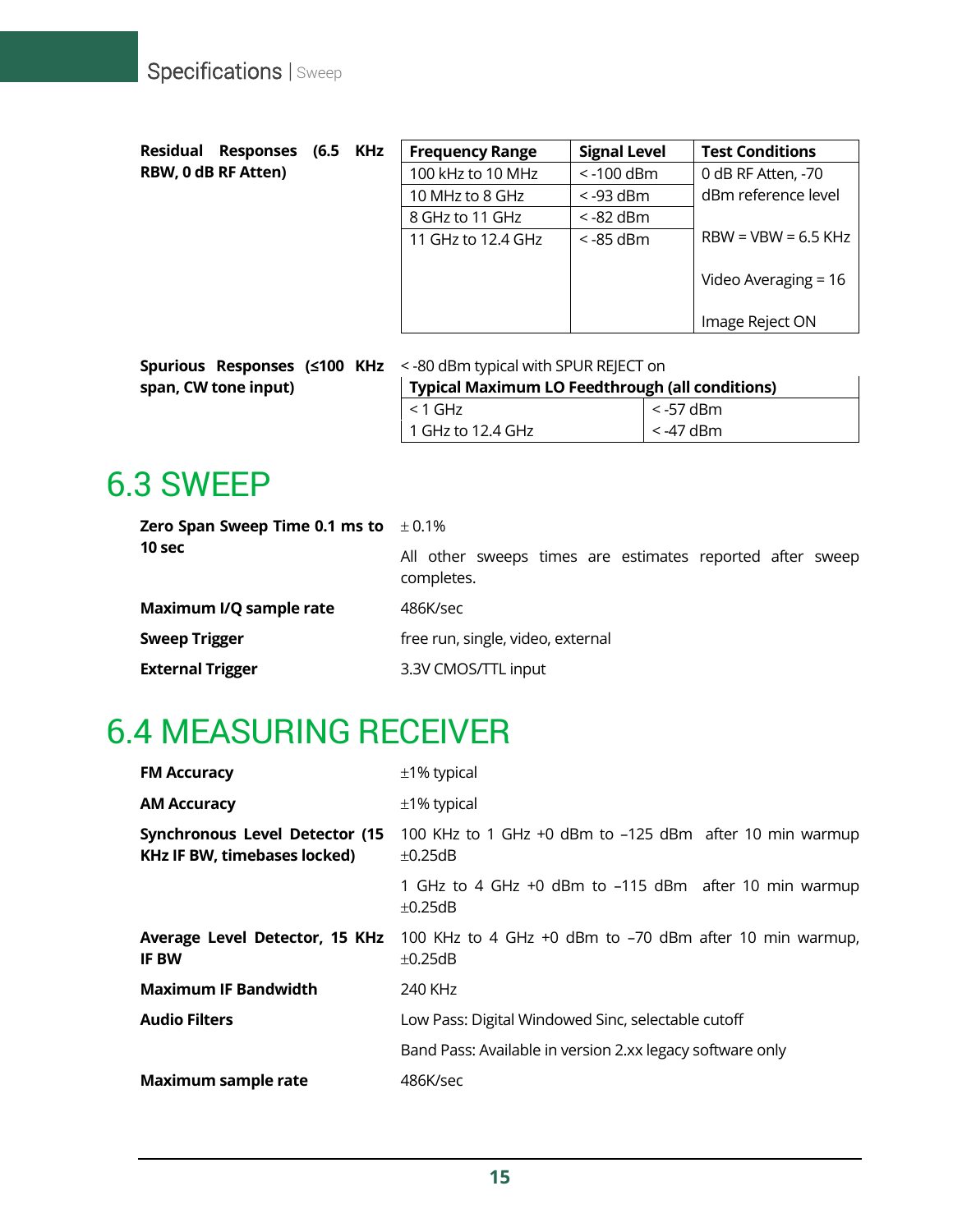**Residual Responses (6.5 KHz RBW, 0 dB RF Atten)**

| Frequency Range | Signal Level | Test Conditions |
|---|---|---|
| 100 kHz to 10 MHz | < -100 dBm | 0 dB RF Atten, -70 dBm reference level |
| 10 MHz to 8 GHz | < -93 dBm | RBW = VBW = 6.5 KHz |
| 8 GHz to 11 GHz | < -82 dBm | Video Averaging = 16 |
| 11 GHz to 12.4 GHz | < -85 dBm | Image Reject ON |

**Spurious Responses (≤100 KHz span, CW tone input)**

< -80 dBm typical with SPUR REJECT on

| Typical Maximum LO Feedthrough (all conditions) | |
|---|---|
| < 1 GHz | < -57 dBm |
| 1 GHz to 12.4 GHz | < -47 dBm |

# 6.3 SWEEP

**Zero Span Sweep Time 0.1 ms to 10 sec**

± 0.1%

All other sweeps times are estimates reported after sweep completes.

**Maximum I/Q sample rate** 486K/sec

**Sweep Trigger** free run, single, video, external

**External Trigger** 3.3V CMOS/TTL input

# 6.4 MEASURING RECEIVER

**FM Accuracy** ±1% typical

**AM Accuracy** ±1% typical

**Synchronous Level Detector (15 KHz IF BW, timebases locked)**

100 KHz to 1 GHz +0 dBm to –125 dBm after 10 min warmup ±0.25dB

1 GHz to 4 GHz +0 dBm to –115 dBm after 10 min warmup ±0.25dB

**Average Level Detector, 15 KHz IF BW**

100 KHz to 4 GHz +0 dBm to –70 dBm after 10 min warmup, ±0.25dB

**Maximum IF Bandwidth** 240 KHz

**Audio Filters**

Low Pass: Digital Windowed Sinc, selectable cutoff

Band Pass: Available in version 2.xx legacy software only

**Maximum sample rate** 486K/sec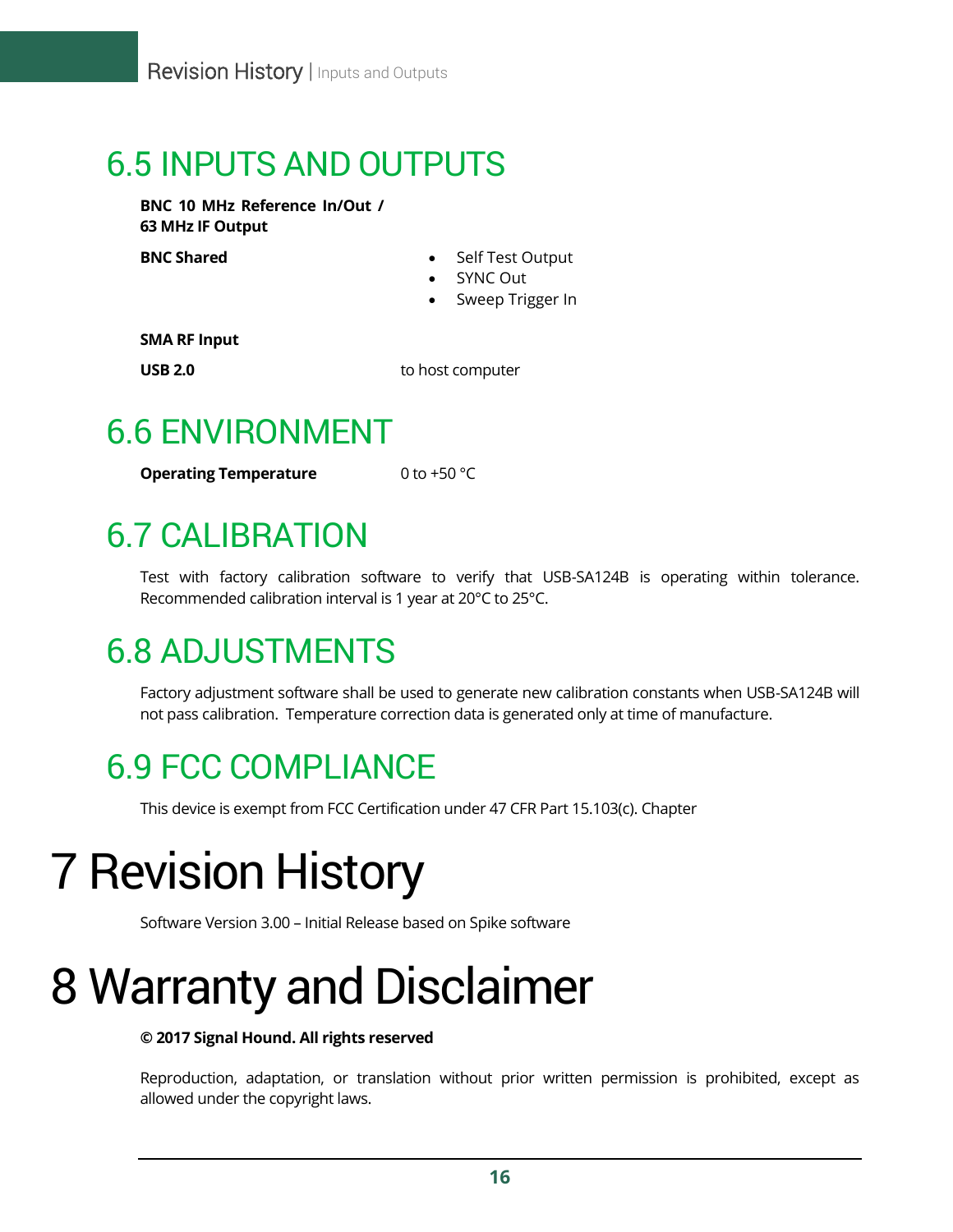## 6.5 INPUTS AND OUTPUTS

**BNC 10 MHz Reference In/Out / 63 MHz IF Output**

| | |
|---|---|
| **BNC Shared** | • Self Test Output<br>• SYNC Out<br>• Sweep Trigger In |
| **SMA RF Input** | |
| **USB 2.0** | to host computer |

## 6.6 ENVIRONMENT

| | |
|---|---|
| **Operating Temperature** | 0 to +50 °C |

## 6.7 CALIBRATION

Test with factory calibration software to verify that USB-SA124B is operating within tolerance. Recommended calibration interval is 1 year at 20°C to 25°C.

## 6.8 ADJUSTMENTS

Factory adjustment software shall be used to generate new calibration constants when USB-SA124B will not pass calibration. Temperature correction data is generated only at time of manufacture.

## 6.9 FCC COMPLIANCE

This device is exempt from FCC Certification under 47 CFR Part 15.103(c). Chapter

# 7 Revision History

Software Version 3.00 – Initial Release based on Spike software

# 8 Warranty and Disclaimer

**© 2017 Signal Hound. All rights reserved**

Reproduction, adaptation, or translation without prior written permission is prohibited, except as allowed under the copyright laws.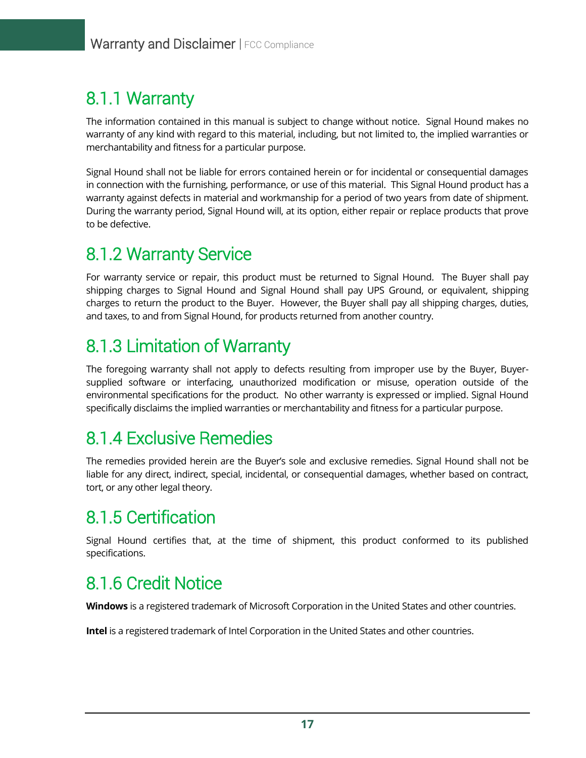### 8.1.1 Warranty

The information contained in this manual is subject to change without notice. Signal Hound makes no warranty of any kind with regard to this material, including, but not limited to, the implied warranties or merchantability and fitness for a particular purpose.

Signal Hound shall not be liable for errors contained herein or for incidental or consequential damages in connection with the furnishing, performance, or use of this material. This Signal Hound product has a warranty against defects in material and workmanship for a period of two years from date of shipment. During the warranty period, Signal Hound will, at its option, either repair or replace products that prove to be defective.

### 8.1.2 Warranty Service

For warranty service or repair, this product must be returned to Signal Hound. The Buyer shall pay shipping charges to Signal Hound and Signal Hound shall pay UPS Ground, or equivalent, shipping charges to return the product to the Buyer. However, the Buyer shall pay all shipping charges, duties, and taxes, to and from Signal Hound, for products returned from another country.

### 8.1.3 Limitation of Warranty

The foregoing warranty shall not apply to defects resulting from improper use by the Buyer, Buyer-supplied software or interfacing, unauthorized modification or misuse, operation outside of the environmental specifications for the product. No other warranty is expressed or implied. Signal Hound specifically disclaims the implied warranties or merchantability and fitness for a particular purpose.

### 8.1.4 Exclusive Remedies

The remedies provided herein are the Buyer's sole and exclusive remedies. Signal Hound shall not be liable for any direct, indirect, special, incidental, or consequential damages, whether based on contract, tort, or any other legal theory.

### 8.1.5 Certification

Signal Hound certifies that, at the time of shipment, this product conformed to its published specifications.

### 8.1.6 Credit Notice

**Windows** is a registered trademark of Microsoft Corporation in the United States and other countries.

**Intel** is a registered trademark of Intel Corporation in the United States and other countries.